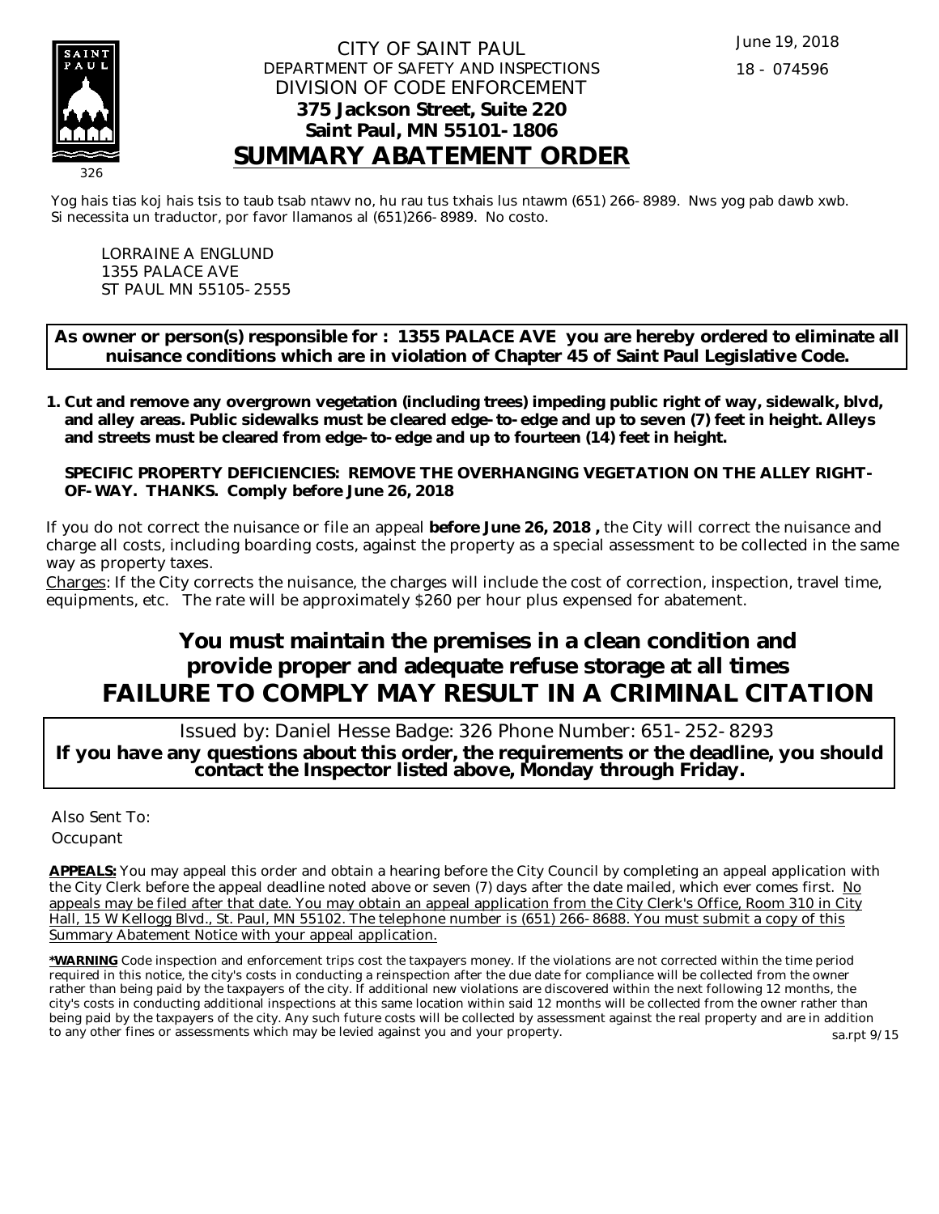June 19, 2018

18 - 074596

326

CITY OF SAINT PAUL
DEPARTMENT OF SAFETY AND INSPECTIONS
DIVISION OF CODE ENFORCEMENT
**375 Jackson Street, Suite 220**
**Saint Paul, MN 55101-1806**

# SUMMARY ABATEMENT ORDER

Yog hais tias koj hais tsis to taub tsab ntawv no, hu rau tus txhais lus ntawm (651) 266-8989. Nws yog pab dawb xwb.
Si necessita un traductor, por favor llamanos al (651)266-8989. No costo.

LORRAINE A ENGLUND
1355 PALACE AVE
ST PAUL MN 55105-2555

**As owner or person(s) responsible for : 1355 PALACE AVE you are hereby ordered to eliminate all nuisance conditions which are in violation of Chapter 45 of Saint Paul Legislative Code.**

1. **Cut and remove any overgrown vegetation (including trees) impeding public right of way, sidewalk, blvd, and alley areas. Public sidewalks must be cleared edge-to-edge and up to seven (7) feet in height. Alleys and streets must be cleared from edge-to-edge and up to fourteen (14) feet in height.**

   **SPECIFIC PROPERTY DEFICIENCIES: REMOVE THE OVERHANGING VEGETATION ON THE ALLEY RIGHT-OF-WAY. THANKS. Comply before June 26, 2018**

If you do not correct the nuisance or file an appeal **before June 26, 2018 ,** the City will correct the nuisance and charge all costs, including boarding costs, against the property as a special assessment to be collected in the same way as property taxes.

Charges: If the City corrects the nuisance, the charges will include the cost of correction, inspection, travel time, equipments, etc. The rate will be approximately $260 per hour plus expensed for abatement.

## You must maintain the premises in a clean condition and provide proper and adequate refuse storage at all times

## FAILURE TO COMPLY MAY RESULT IN A CRIMINAL CITATION

Issued by: Daniel Hesse Badge: 326 Phone Number: 651-252-8293

**If you have any questions about this order, the requirements or the deadline, you should contact the Inspector listed above, Monday through Friday.**

Also Sent To:
Occupant

**APPEALS:** You may appeal this order and obtain a hearing before the City Council by completing an appeal application with the City Clerk before the appeal deadline noted above or seven (7) days after the date mailed, which ever comes first. No appeals may be filed after that date. You may obtain an appeal application from the City Clerk's Office, Room 310 in City Hall, 15 W Kellogg Blvd., St. Paul, MN 55102. The telephone number is (651) 266-8688. You must submit a copy of this Summary Abatement Notice with your appeal application.

**\*WARNING** Code inspection and enforcement trips cost the taxpayers money. If the violations are not corrected within the time period required in this notice, the city's costs in conducting a reinspection after the due date for compliance will be collected from the owner rather than being paid by the taxpayers of the city. If additional new violations are discovered within the next following 12 months, the city's costs in conducting additional inspections at this same location within said 12 months will be collected from the owner rather than being paid by the taxpayers of the city. Any such future costs will be collected by assessment against the real property and are in addition to any other fines or assessments which may be levied against you and your property.

sa.rpt 9/15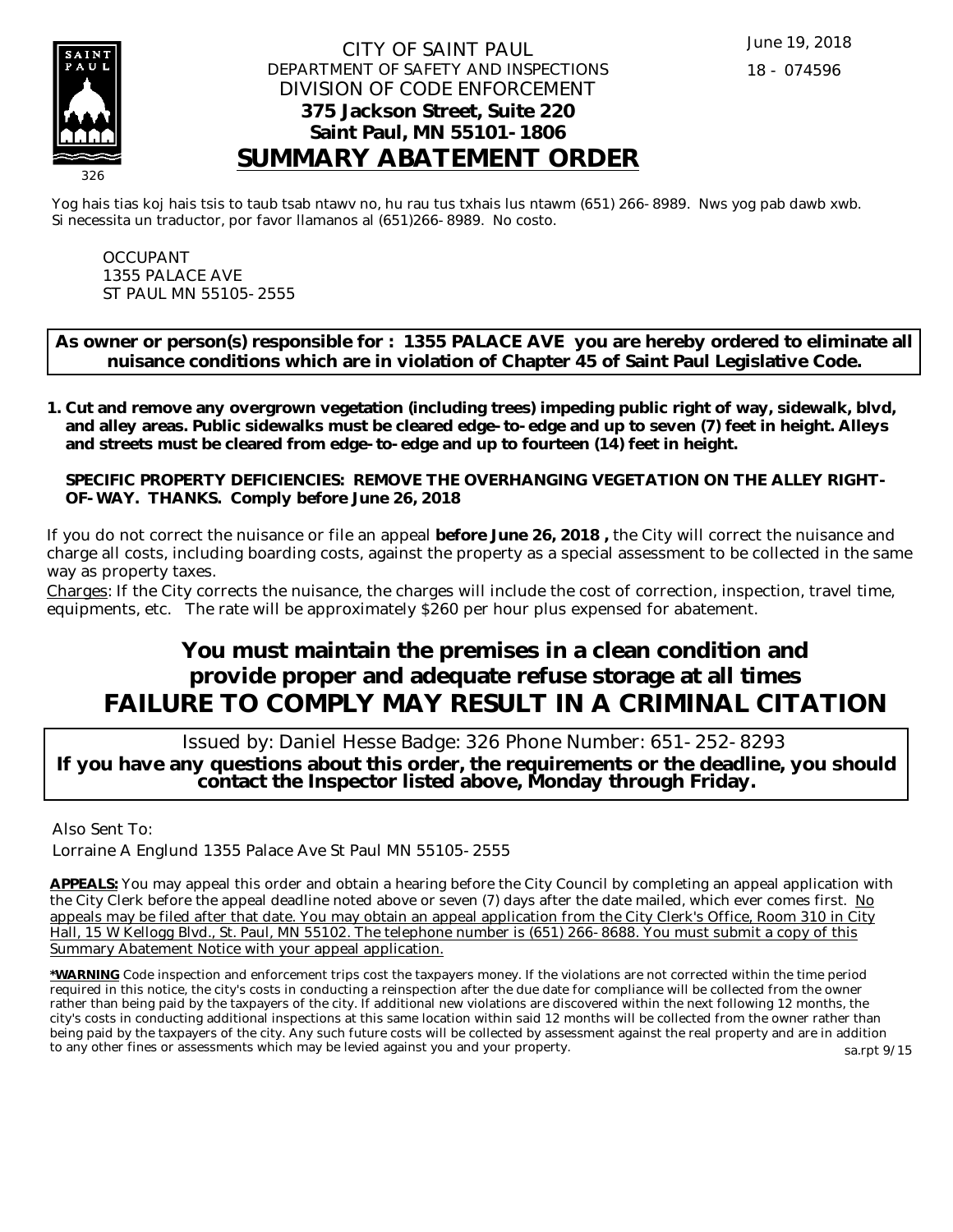CITY OF SAINT PAUL
DEPARTMENT OF SAFETY AND INSPECTIONS
DIVISION OF CODE ENFORCEMENT
**375 Jackson Street, Suite 220**
**Saint Paul, MN 55101-1806**

June 19, 2018

18 - 074596

326

# SUMMARY ABATEMENT ORDER

Yog hais tias koj hais tsis to taub tsab ntawv no, hu rau tus txhais lus ntawm (651) 266-8989. Nws yog pab dawb xwb.
Si necessita un traductor, por favor llamanos al (651)266-8989. No costo.

OCCUPANT
1355 PALACE AVE
ST PAUL MN 55105-2555

**As owner or person(s) responsible for : 1355 PALACE AVE you are hereby ordered to eliminate all nuisance conditions which are in violation of Chapter 45 of Saint Paul Legislative Code.**

1. **Cut and remove any overgrown vegetation (including trees) impeding public right of way, sidewalk, blvd, and alley areas. Public sidewalks must be cleared edge-to-edge and up to seven (7) feet in height. Alleys and streets must be cleared from edge-to-edge and up to fourteen (14) feet in height.**

   **SPECIFIC PROPERTY DEFICIENCIES: REMOVE THE OVERHANGING VEGETATION ON THE ALLEY RIGHT-OF-WAY. THANKS. Comply before June 26, 2018**

If you do not correct the nuisance or file an appeal **before June 26, 2018 ,** the City will correct the nuisance and charge all costs, including boarding costs, against the property as a special assessment to be collected in the same way as property taxes.

Charges: If the City corrects the nuisance, the charges will include the cost of correction, inspection, travel time, equipments, etc. The rate will be approximately $260 per hour plus expensed for abatement.

## You must maintain the premises in a clean condition and provide proper and adequate refuse storage at all times

## FAILURE TO COMPLY MAY RESULT IN A CRIMINAL CITATION

Issued by: Daniel Hesse Badge: 326 Phone Number: 651-252-8293

**If you have any questions about this order, the requirements or the deadline, you should contact the Inspector listed above, Monday through Friday.**

Also Sent To:
Lorraine A Englund 1355 Palace Ave St Paul MN 55105-2555

**APPEALS:** You may appeal this order and obtain a hearing before the City Council by completing an appeal application with the City Clerk before the appeal deadline noted above or seven (7) days after the date mailed, which ever comes first. No appeals may be filed after that date. You may obtain an appeal application from the City Clerk's Office, Room 310 in City Hall, 15 W Kellogg Blvd., St. Paul, MN 55102. The telephone number is (651) 266-8688. You must submit a copy of this Summary Abatement Notice with your appeal application.

***WARNING** Code inspection and enforcement trips cost the taxpayers money. If the violations are not corrected within the time period required in this notice, the city's costs in conducting a reinspection after the due date for compliance will be collected from the owner rather than being paid by the taxpayers of the city. If additional new violations are discovered within the next following 12 months, the city's costs in conducting additional inspections at this same location within said 12 months will be collected from the owner rather than being paid by the taxpayers of the city. Any such future costs will be collected by assessment against the real property and are in addition to any other fines or assessments which may be levied against you and your property.

sa.rpt 9/15